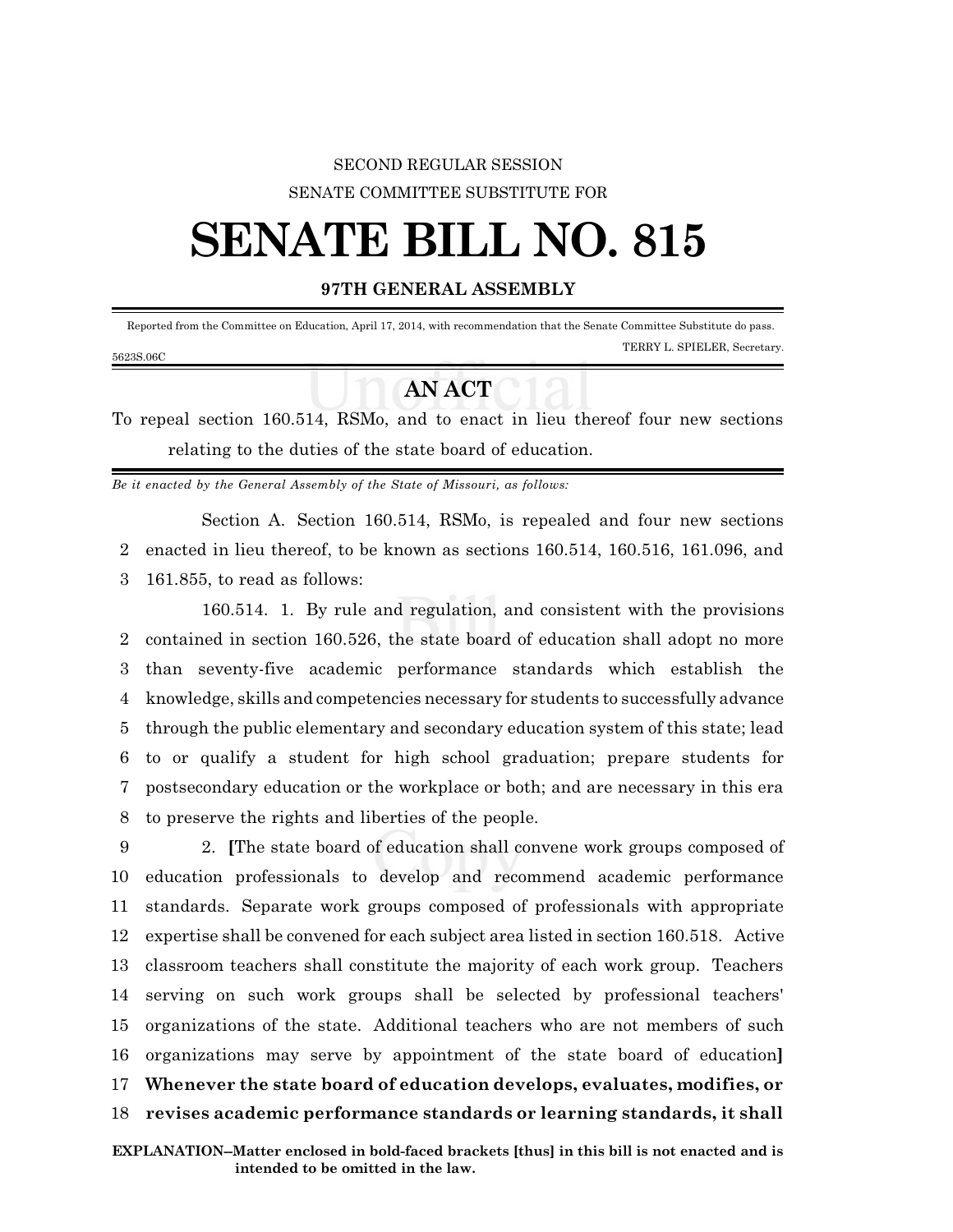SECOND REGULAR SESSION

SENATE COMMITTEE SUBSTITUTE FOR

# SENATE BILL NO. 815

**97TH GENERAL ASSEMBLY**

Reported from the Committee on Education, April 17, 2014, with recommendation that the Senate Committee Substitute do pass.

TERRY L. SPIELER, Secretary.

5623S.06C

## AN ACT

To repeal section 160.514, RSMo, and to enact in lieu thereof four new sections relating to the duties of the state board of education.

*Be it enacted by the General Assembly of the State of Missouri, as follows:*

Section A. Section 160.514, RSMo, is repealed and four new sections enacted in lieu thereof, to be known as sections 160.514, 160.516, 161.096, and 161.855, to read as follows:

160.514. 1. By rule and regulation, and consistent with the provisions contained in section 160.526, the state board of education shall adopt no more than seventy-five academic performance standards which establish the knowledge, skills and competencies necessary for students to successfully advance through the public elementary and secondary education system of this state; lead to or qualify a student for high school graduation; prepare students for postsecondary education or the workplace or both; and are necessary in this era to preserve the rights and liberties of the people.

2. **[**The state board of education shall convene work groups composed of education professionals to develop and recommend academic performance standards. Separate work groups composed of professionals with appropriate expertise shall be convened for each subject area listed in section 160.518. Active classroom teachers shall constitute the majority of each work group. Teachers serving on such work groups shall be selected by professional teachers' organizations of the state. Additional teachers who are not members of such organizations may serve by appointment of the state board of education**]** **Whenever the state board of education develops, evaluates, modifies, or revises academic performance standards or learning standards, it shall**

**EXPLANATION–Matter enclosed in bold-faced brackets [thus] in this bill is not enacted and is intended to be omitted in the law.**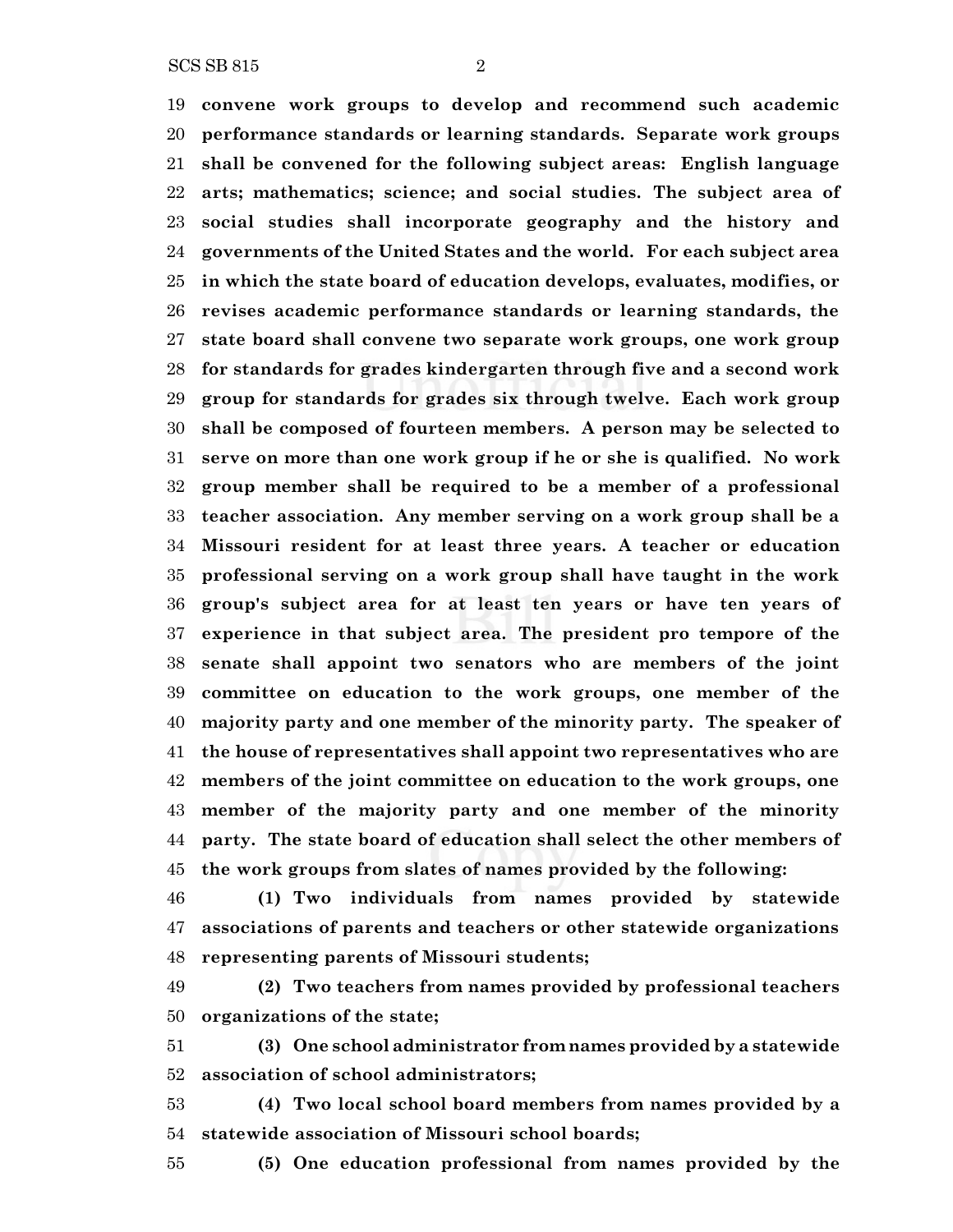**convene work groups to develop and recommend such academic performance standards or learning standards. Separate work groups shall be convened for the following subject areas: English language arts; mathematics; science; and social studies. The subject area of social studies shall incorporate geography and the history and governments of the United States and the world. For each subject area in which the state board of education develops, evaluates, modifies, or revises academic performance standards or learning standards, the state board shall convene two separate work groups, one work group for standards for grades kindergarten through five and a second work group for standards for grades six through twelve. Each work group shall be composed of fourteen members. A person may be selected to serve on more than one work group if he or she is qualified. No work group member shall be required to be a member of a professional teacher association. Any member serving on a work group shall be a Missouri resident for at least three years. A teacher or education professional serving on a work group shall have taught in the work group's subject area for at least ten years or have ten years of experience in that subject area. The president pro tempore of the senate shall appoint two senators who are members of the joint committee on education to the work groups, one member of the majority party and one member of the minority party. The speaker of the house of representatives shall appoint two representatives who are members of the joint committee on education to the work groups, one member of the majority party and one member of the minority party. The state board of education shall select the other members of the work groups from slates of names provided by the following:**

**(1) Two individuals from names provided by statewide associations of parents and teachers or other statewide organizations representing parents of Missouri students;**

**(2) Two teachers from names provided by professional teachers organizations of the state;**

**(3) One school administrator from names provided by a statewide association of school administrators;**

**(4) Two local school board members from names provided by a statewide association of Missouri school boards;**

**(5) One education professional from names provided by the**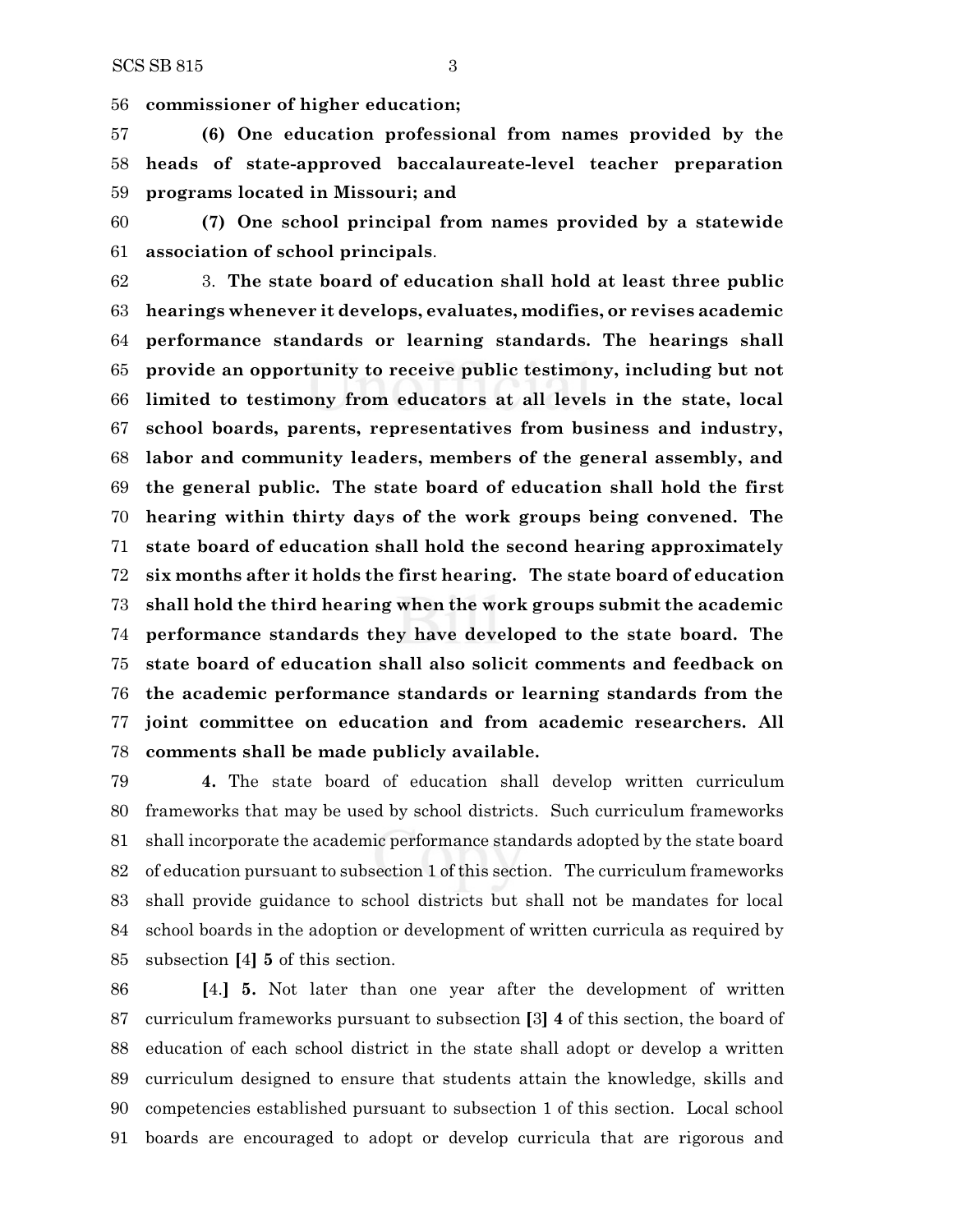**commissioner of higher education;**

**(6) One education professional from names provided by the heads of state-approved baccalaureate-level teacher preparation programs located in Missouri; and**

**(7) One school principal from names provided by a statewide association of school principals**.

3. **The state board of education shall hold at least three public hearings whenever it develops, evaluates, modifies, or revises academic performance standards or learning standards. The hearings shall provide an opportunity to receive public testimony, including but not limited to testimony from educators at all levels in the state, local school boards, parents, representatives from business and industry, labor and community leaders, members of the general assembly, and the general public. The state board of education shall hold the first hearing within thirty days of the work groups being convened. The state board of education shall hold the second hearing approximately six months after it holds the first hearing. The state board of education shall hold the third hearing when the work groups submit the academic performance standards they have developed to the state board. The state board of education shall also solicit comments and feedback on the academic performance standards or learning standards from the joint committee on education and from academic researchers. All comments shall be made publicly available.**

**4.** The state board of education shall develop written curriculum frameworks that may be used by school districts. Such curriculum frameworks shall incorporate the academic performance standards adopted by the state board of education pursuant to subsection 1 of this section. The curriculum frameworks shall provide guidance to school districts but shall not be mandates for local school boards in the adoption or development of written curricula as required by subsection **[**4**] 5** of this section.

**[**4.**] 5.** Not later than one year after the development of written curriculum frameworks pursuant to subsection **[**3**] 4** of this section, the board of education of each school district in the state shall adopt or develop a written curriculum designed to ensure that students attain the knowledge, skills and competencies established pursuant to subsection 1 of this section. Local school boards are encouraged to adopt or develop curricula that are rigorous and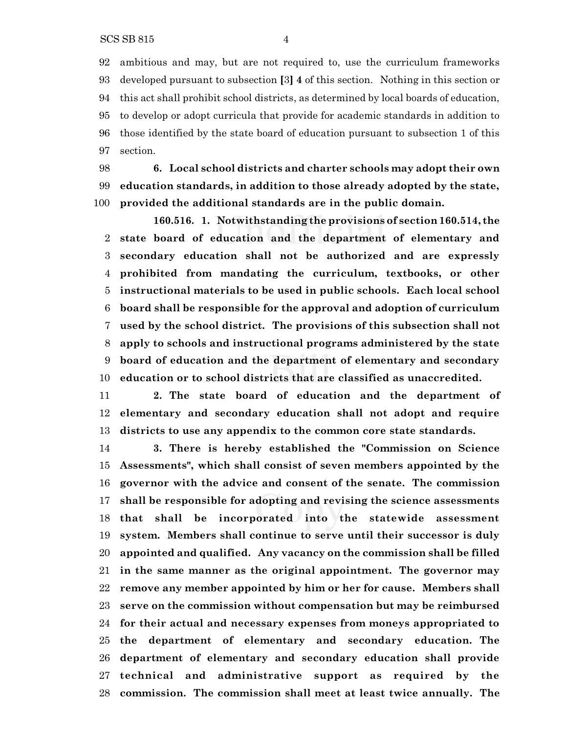92 ambitious and may, but are not required to, use the curriculum frameworks
93 developed pursuant to subsection [3] **4** of this section. Nothing in this section or
94 this act shall prohibit school districts, as determined by local boards of education,
95 to develop or adopt curricula that provide for academic standards in addition to
96 those identified by the state board of education pursuant to subsection 1 of this
97 section.

98 **6. Local school districts and charter schools may adopt their own**
99 **education standards, in addition to those already adopted by the state,**
100 **provided the additional standards are in the public domain.**

**160.516. 1. Notwithstanding the provisions of section 160.514, the**
2 **state board of education and the department of elementary and**
3 **secondary education shall not be authorized and are expressly**
4 **prohibited from mandating the curriculum, textbooks, or other**
5 **instructional materials to be used in public schools. Each local school**
6 **board shall be responsible for the approval and adoption of curriculum**
7 **used by the school district. The provisions of this subsection shall not**
8 **apply to schools and instructional programs administered by the state**
9 **board of education and the department of elementary and secondary**
10 **education or to school districts that are classified as unaccredited.**

11 **2. The state board of education and the department of**
12 **elementary and secondary education shall not adopt and require**
13 **districts to use any appendix to the common core state standards.**

14 **3. There is hereby established the "Commission on Science**
15 **Assessments", which shall consist of seven members appointed by the**
16 **governor with the advice and consent of the senate. The commission**
17 **shall be responsible for adopting and revising the science assessments**
18 **that shall be incorporated into the statewide assessment**
19 **system. Members shall continue to serve until their successor is duly**
20 **appointed and qualified. Any vacancy on the commission shall be filled**
21 **in the same manner as the original appointment. The governor may**
22 **remove any member appointed by him or her for cause. Members shall**
23 **serve on the commission without compensation but may be reimbursed**
24 **for their actual and necessary expenses from moneys appropriated to**
25 **the department of elementary and secondary education. The**
26 **department of elementary and secondary education shall provide**
27 **technical and administrative support as required by the**
28 **commission. The commission shall meet at least twice annually. The**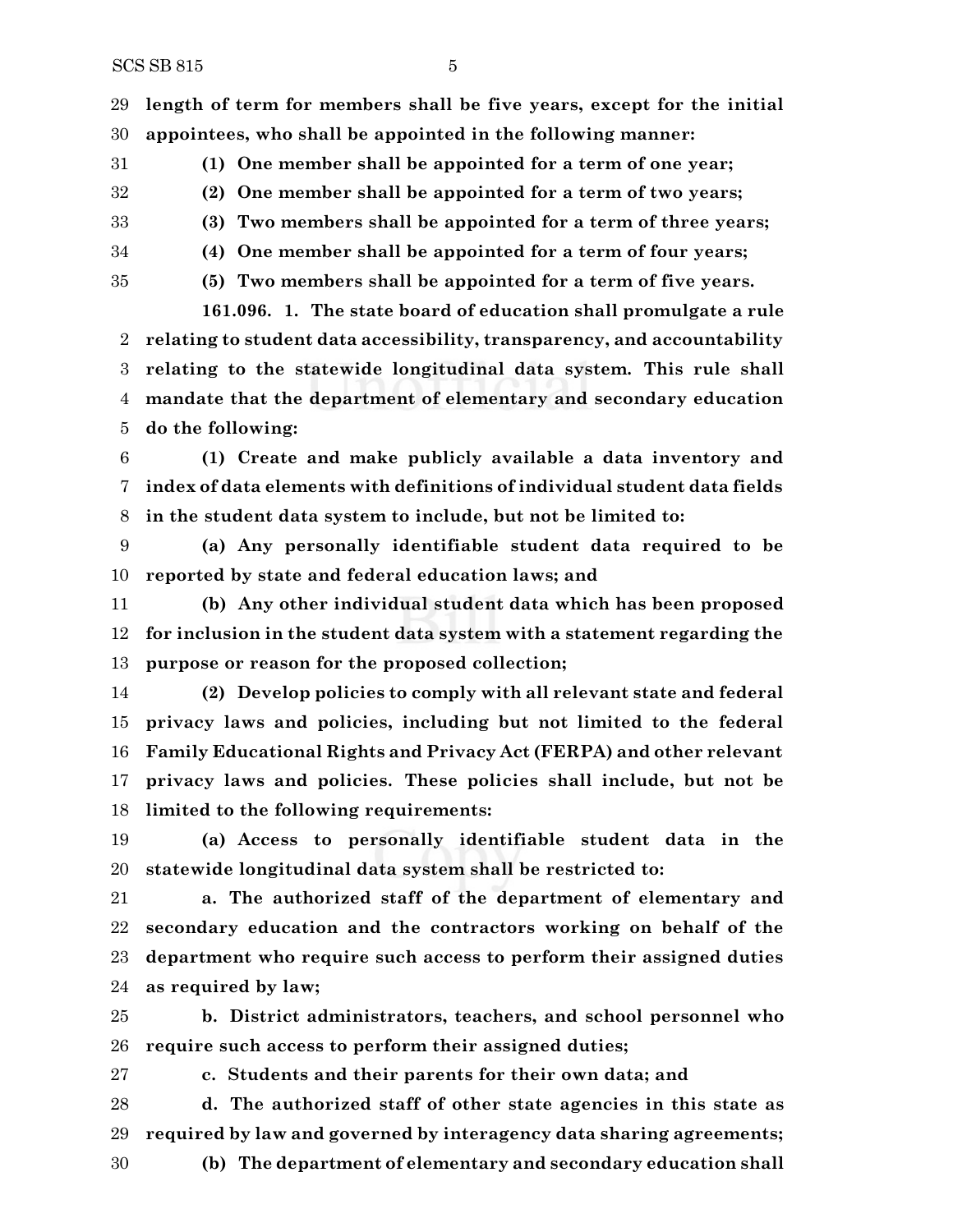**length of term for members shall be five years, except for the initial appointees, who shall be appointed in the following manner:**

**(1) One member shall be appointed for a term of one year;**

**(2) One member shall be appointed for a term of two years;**

**(3) Two members shall be appointed for a term of three years;**

**(4) One member shall be appointed for a term of four years;**

**(5) Two members shall be appointed for a term of five years.**

**161.096. 1. The state board of education shall promulgate a rule relating to student data accessibility, transparency, and accountability relating to the statewide longitudinal data system. This rule shall mandate that the department of elementary and secondary education do the following:**

**(1) Create and make publicly available a data inventory and index of data elements with definitions of individual student data fields in the student data system to include, but not be limited to:**

**(a) Any personally identifiable student data required to be reported by state and federal education laws; and**

**(b) Any other individual student data which has been proposed for inclusion in the student data system with a statement regarding the purpose or reason for the proposed collection;**

**(2) Develop policies to comply with all relevant state and federal privacy laws and policies, including but not limited to the federal Family Educational Rights and Privacy Act (FERPA) and other relevant privacy laws and policies. These policies shall include, but not be limited to the following requirements:**

**(a) Access to personally identifiable student data in the statewide longitudinal data system shall be restricted to:**

**a. The authorized staff of the department of elementary and secondary education and the contractors working on behalf of the department who require such access to perform their assigned duties as required by law;**

**b. District administrators, teachers, and school personnel who require such access to perform their assigned duties;**

**c. Students and their parents for their own data; and**

**d. The authorized staff of other state agencies in this state as required by law and governed by interagency data sharing agreements;**

**(b) The department of elementary and secondary education shall**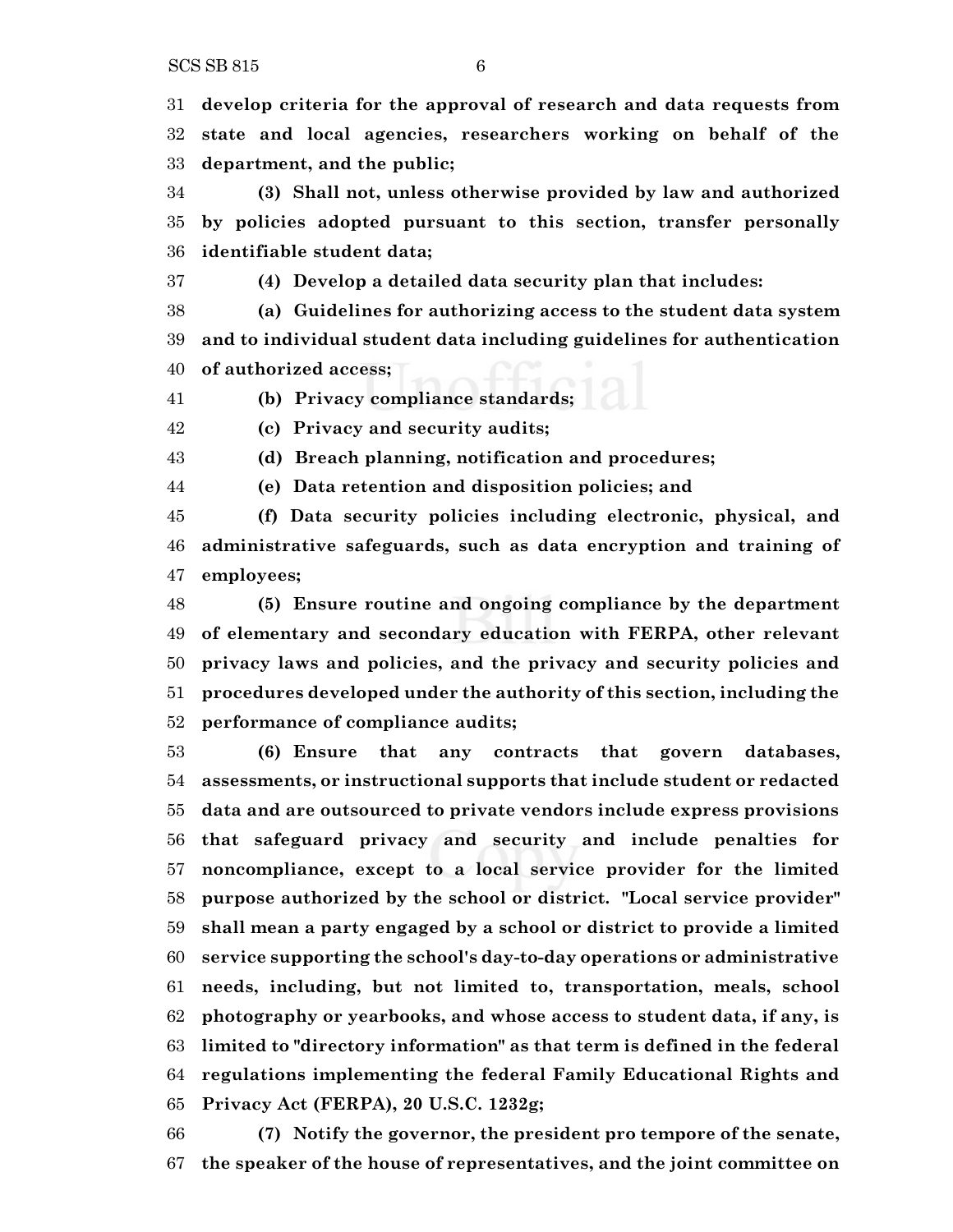**develop criteria for the approval of research and data requests from state and local agencies, researchers working on behalf of the department, and the public;**

**(3) Shall not, unless otherwise provided by law and authorized by policies adopted pursuant to this section, transfer personally identifiable student data;**

**(4) Develop a detailed data security plan that includes:**

**(a) Guidelines for authorizing access to the student data system and to individual student data including guidelines for authentication of authorized access;**

**(b) Privacy compliance standards;**

**(c) Privacy and security audits;**

**(d) Breach planning, notification and procedures;**

**(e) Data retention and disposition policies; and**

**(f) Data security policies including electronic, physical, and administrative safeguards, such as data encryption and training of employees;**

**(5) Ensure routine and ongoing compliance by the department of elementary and secondary education with FERPA, other relevant privacy laws and policies, and the privacy and security policies and procedures developed under the authority of this section, including the performance of compliance audits;**

**(6) Ensure that any contracts that govern databases, assessments, or instructional supports that include student or redacted data and are outsourced to private vendors include express provisions that safeguard privacy and security and include penalties for noncompliance, except to a local service provider for the limited purpose authorized by the school or district. "Local service provider" shall mean a party engaged by a school or district to provide a limited service supporting the school's day-to-day operations or administrative needs, including, but not limited to, transportation, meals, school photography or yearbooks, and whose access to student data, if any, is limited to "directory information" as that term is defined in the federal regulations implementing the federal Family Educational Rights and Privacy Act (FERPA), 20 U.S.C. 1232g;**

**(7) Notify the governor, the president pro tempore of the senate, the speaker of the house of representatives, and the joint committee on**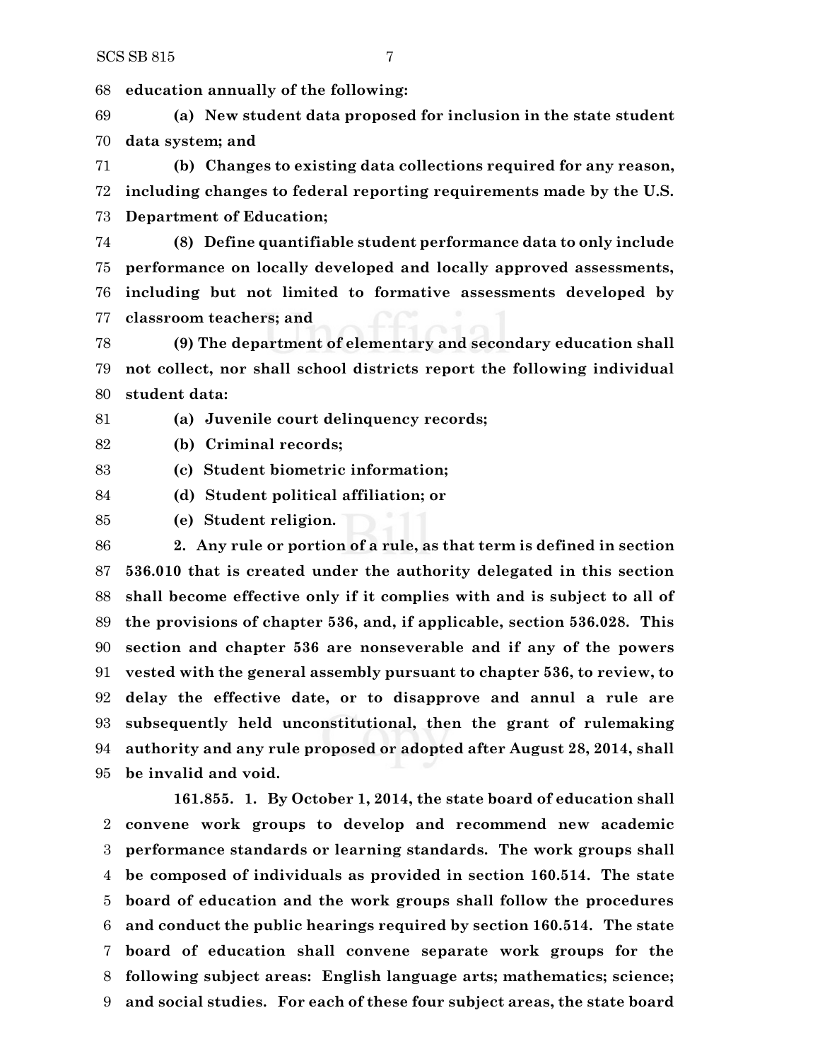**education annually of the following:**

**(a) New student data proposed for inclusion in the state student data system; and**

**(b) Changes to existing data collections required for any reason, including changes to federal reporting requirements made by the U.S. Department of Education;**

**(8) Define quantifiable student performance data to only include performance on locally developed and locally approved assessments, including but not limited to formative assessments developed by classroom teachers; and**

**(9) The department of elementary and secondary education shall not collect, nor shall school districts report the following individual student data:**

**(a) Juvenile court delinquency records;**

**(b) Criminal records;**

**(c) Student biometric information;**

**(d) Student political affiliation; or**

**(e) Student religion.**

**2. Any rule or portion of a rule, as that term is defined in section 536.010 that is created under the authority delegated in this section shall become effective only if it complies with and is subject to all of the provisions of chapter 536, and, if applicable, section 536.028. This section and chapter 536 are nonseverable and if any of the powers vested with the general assembly pursuant to chapter 536, to review, to delay the effective date, or to disapprove and annul a rule are subsequently held unconstitutional, then the grant of rulemaking authority and any rule proposed or adopted after August 28, 2014, shall be invalid and void.**

**161.855. 1. By October 1, 2014, the state board of education shall convene work groups to develop and recommend new academic performance standards or learning standards. The work groups shall be composed of individuals as provided in section 160.514. The state board of education and the work groups shall follow the procedures and conduct the public hearings required by section 160.514. The state board of education shall convene separate work groups for the following subject areas: English language arts; mathematics; science; and social studies. For each of these four subject areas, the state board**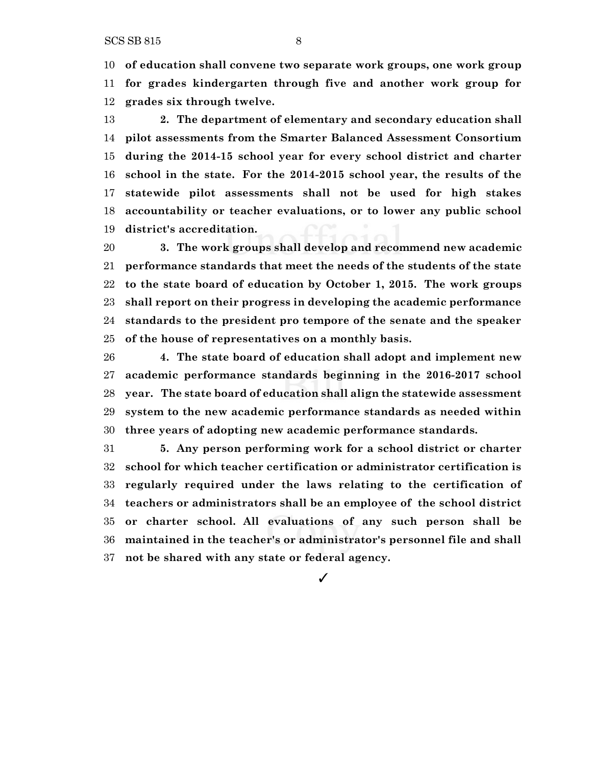10 **of education shall convene two separate work groups, one work group**
11 **for grades kindergarten through five and another work group for**
12 **grades six through twelve.**

13 **2. The department of elementary and secondary education shall**
14 **pilot assessments from the Smarter Balanced Assessment Consortium**
15 **during the 2014-15 school year for every school district and charter**
16 **school in the state. For the 2014-2015 school year, the results of the**
17 **statewide pilot assessments shall not be used for high stakes**
18 **accountability or teacher evaluations, or to lower any public school**
19 **district's accreditation.**

20 **3. The work groups shall develop and recommend new academic**
21 **performance standards that meet the needs of the students of the state**
22 **to the state board of education by October 1, 2015. The work groups**
23 **shall report on their progress in developing the academic performance**
24 **standards to the president pro tempore of the senate and the speaker**
25 **of the house of representatives on a monthly basis.**

26 **4. The state board of education shall adopt and implement new**
27 **academic performance standards beginning in the 2016-2017 school**
28 **year. The state board of education shall align the statewide assessment**
29 **system to the new academic performance standards as needed within**
30 **three years of adopting new academic performance standards.**

31 **5. Any person performing work for a school district or charter**
32 **school for which teacher certification or administrator certification is**
33 **regularly required under the laws relating to the certification of**
34 **teachers or administrators shall be an employee of the school district**
35 **or charter school. All evaluations of any such person shall be**
36 **maintained in the teacher's or administrator's personnel file and shall**
37 **not be shared with any state or federal agency.**

✓